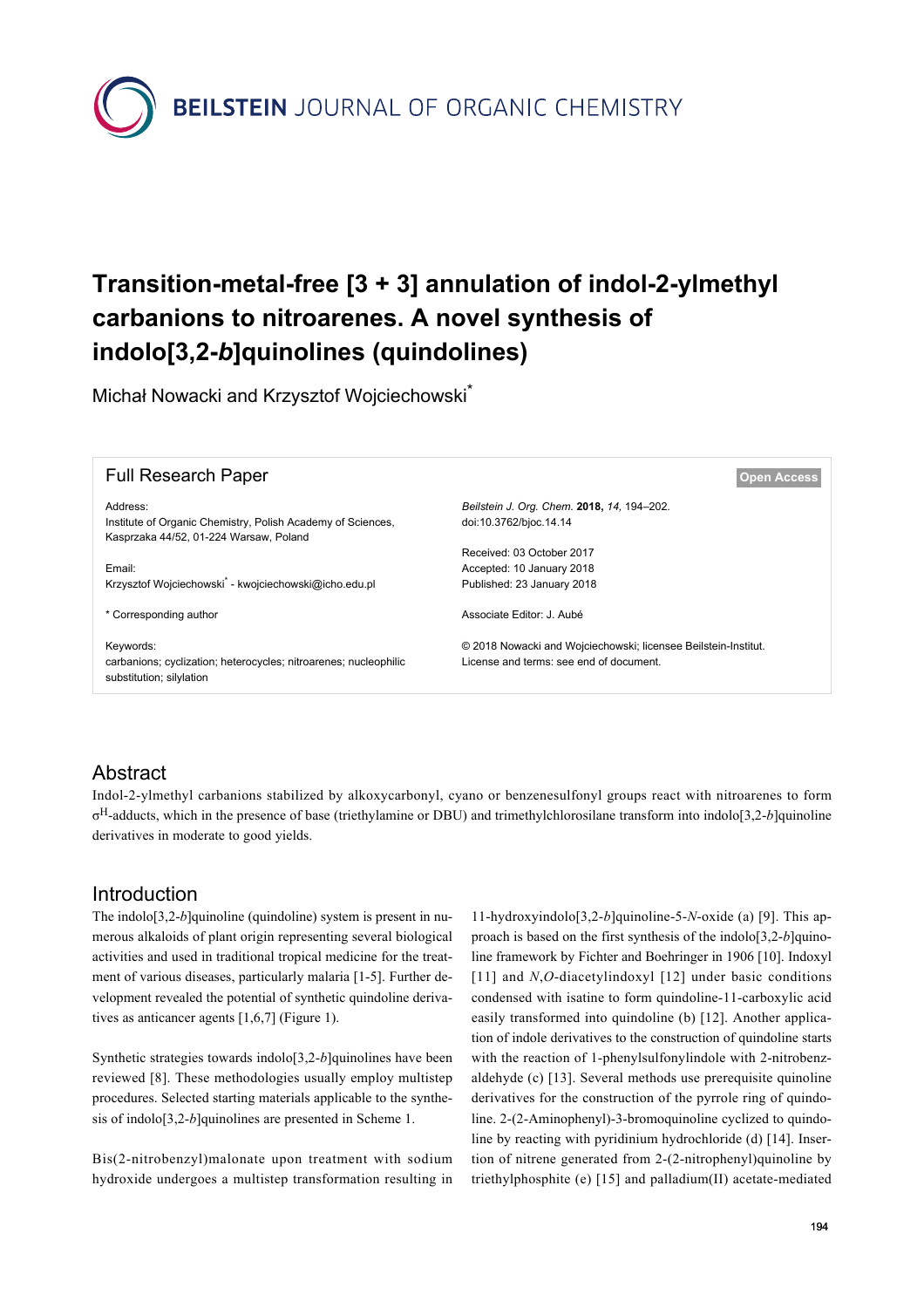# Transition-metal-free [3 + 3] annulation of indol-2-ylmethyl carbanions to nitroarenes. A novel synthesis of indolo[3,2-*b*]quinolines (quindolines)

Michał Nowacki and Krzysztof Wojciechowski*

Full Research Paper

Open Access

Address:
Institute of Organic Chemistry, Polish Academy of Sciences, Kasprzaka 44/52, 01-224 Warsaw, Poland

Email:
Krzysztof Wojciechowski* - kwojciechowski@icho.edu.pl

* Corresponding author

Keywords:
carbanions; cyclization; heterocycles; nitroarenes; nucleophilic substitution; silylation

*Beilstein J. Org. Chem.* **2018,** *14,* 194–202.
doi:10.3762/bjoc.14.14

Received: 03 October 2017
Accepted: 10 January 2018
Published: 23 January 2018

Associate Editor: J. Aubé

© 2018 Nowacki and Wojciechowski; licensee Beilstein-Institut.
License and terms: see end of document.

## Abstract

Indol-2-ylmethyl carbanions stabilized by alkoxycarbonyl, cyano or benzenesulfonyl groups react with nitroarenes to form $\sigma^H$-adducts, which in the presence of base (triethylamine or DBU) and trimethylchlorosilane transform into indolo[3,2-*b*]quinoline derivatives in moderate to good yields.

## Introduction

The indolo[3,2-*b*]quinoline (quindoline) system is present in numerous alkaloids of plant origin representing several biological activities and used in traditional tropical medicine for the treatment of various diseases, particularly malaria [1-5]. Further development revealed the potential of synthetic quindoline derivatives as anticancer agents [1,6,7] (Figure 1).

Synthetic strategies towards indolo[3,2-*b*]quinolines have been reviewed [8]. These methodologies usually employ multistep procedures. Selected starting materials applicable to the synthesis of indolo[3,2-*b*]quinolines are presented in Scheme 1.

Bis(2-nitrobenzyl)malonate upon treatment with sodium hydroxide undergoes a multistep transformation resulting in 11-hydroxyindolo[3,2-*b*]quinoline-5-*N*-oxide (a) [9]. This approach is based on the first synthesis of the indolo[3,2-*b*]quinoline framework by Fichter and Boehringer in 1906 [10]. Indoxyl [11] and *N*,*O*-diacetylindoxyl [12] under basic conditions condensed with isatine to form quindoline-11-carboxylic acid easily transformed into quindoline (b) [12]. Another application of indole derivatives to the construction of quindoline starts with the reaction of 1-phenylsulfonylindole with 2-nitrobenzaldehyde (c) [13]. Several methods use prerequisite quinoline derivatives for the construction of the pyrrole ring of quindoline. 2-(2-Aminophenyl)-3-bromoquinoline cyclized to quindoline by reacting with pyridinium hydrochloride (d) [14]. Insertion of nitrene generated from 2-(2-nitrophenyl)quinoline by triethylphosphite (e) [15] and palladium(II) acetate-mediated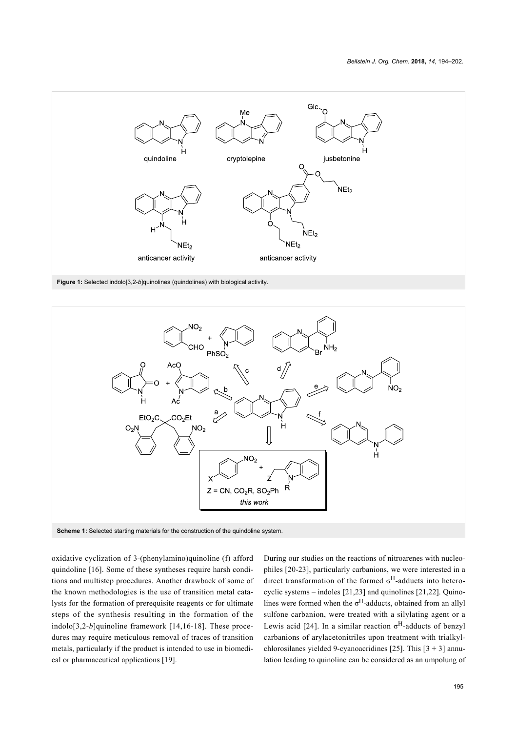**Figure 1:** Selected indolo[3,2-*b*]quinolines (quindolines) with biological activity.

**Scheme 1:** Selected starting materials for the construction of the quindoline system.

oxidative cyclization of 3-(phenylamino)quinoline (f) afford quindoline [16]. Some of these syntheses require harsh conditions and multistep procedures. Another drawback of some of the known methodologies is the use of transition metal catalysts for the formation of prerequisite reagents or for ultimate steps of the synthesis resulting in the formation of the indolo[3,2-*b*]quinoline framework [14,16-18]. These procedures may require meticulous removal of traces of transition metals, particularly if the product is intended to use in biomedical or pharmaceutical applications [19].

During our studies on the reactions of nitroarenes with nucleophiles [20-23], particularly carbanions, we were interested in a direct transformation of the formed $\sigma^H$-adducts into heterocyclic systems – indoles [21,23] and quinolines [21,22]. Quinolines were formed when the $\sigma^H$-adducts, obtained from an allyl sulfone carbanion, were treated with a silylating agent or a Lewis acid [24]. In a similar reaction $\sigma^H$-adducts of benzyl carbanions of arylacetonitriles upon treatment with trialkylchlorosilanes yielded 9-cyanoacridines [25]. This [3 + 3] annulation leading to quinoline can be considered as an umpolung of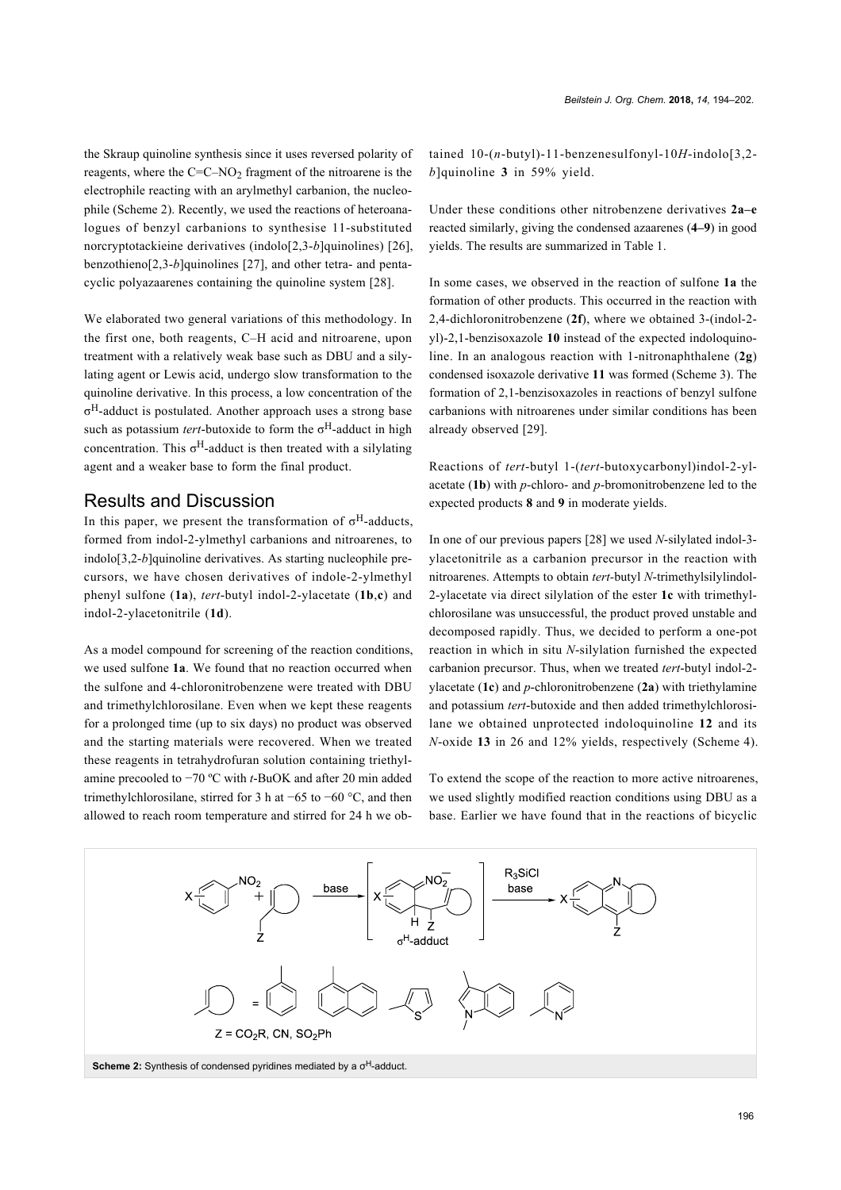the Skraup quinoline synthesis since it uses reversed polarity of reagents, where the C=C–$NO_2$ fragment of the nitroarene is the electrophile reacting with an arylmethyl carbanion, the nucleophile (Scheme 2). Recently, we used the reactions of heteroanalogues of benzyl carbanions to synthesise 11-substituted norcryptotackieine derivatives (indolo[2,3-*b*]quinolines) [26], benzothieno[2,3-*b*]quinolines [27], and other tetra- and pentacyclic polyazaarenes containing the quinoline system [28].

We elaborated two general variations of this methodology. In the first one, both reagents, C–H acid and nitroarene, upon treatment with a relatively weak base such as DBU and a silylating agent or Lewis acid, undergo slow transformation to the quinoline derivative. In this process, a low concentration of the $\sigma^H$-adduct is postulated. Another approach uses a strong base such as potassium *tert*-butoxide to form the $\sigma^H$-adduct in high concentration. This $\sigma^H$-adduct is then treated with a silylating agent and a weaker base to form the final product.

## Results and Discussion

In this paper, we present the transformation of $\sigma^H$-adducts, formed from indol-2-ylmethyl carbanions and nitroarenes, to indolo[3,2-*b*]quinoline derivatives. As starting nucleophile precursors, we have chosen derivatives of indole-2-ylmethyl phenyl sulfone (**1a**), *tert*-butyl indol-2-ylacetate (**1b**,**c**) and indol-2-ylacetonitrile (**1d**).

As a model compound for screening of the reaction conditions, we used sulfone **1a**. We found that no reaction occurred when the sulfone and 4-chloronitrobenzene were treated with DBU and trimethylchlorosilane. Even when we kept these reagents for a prolonged time (up to six days) no product was observed and the starting materials were recovered. When we treated these reagents in tetrahydrofuran solution containing triethylamine precooled to −70 ºC with *t*-BuOK and after 20 min added trimethylchlorosilane, stirred for 3 h at −65 to −60 °C, and then allowed to reach room temperature and stirred for 24 h we obtained 10-(*n*-butyl)-11-benzenesulfonyl-10*H*-indolo[3,2-*b*]quinoline **3** in 59% yield.

Under these conditions other nitrobenzene derivatives **2a–e** reacted similarly, giving the condensed azaarenes (**4–9**) in good yields. The results are summarized in Table 1.

In some cases, we observed in the reaction of sulfone **1a** the formation of other products. This occurred in the reaction with 2,4-dichloronitrobenzene (**2f**), where we obtained 3-(indol-2-yl)-2,1-benzisoxazole **10** instead of the expected indoloquinoline. In an analogous reaction with 1-nitronaphthalene (**2g**) condensed isoxazole derivative **11** was formed (Scheme 3). The formation of 2,1-benzisoxazoles in reactions of benzyl sulfone carbanions with nitroarenes under similar conditions has been already observed [29].

Reactions of *tert*-butyl 1-(*tert*-butoxycarbonyl)indol-2-ylacetate (**1b**) with *p*-chloro- and *p*-bromonitrobenzene led to the expected products **8** and **9** in moderate yields.

In one of our previous papers [28] we used *N*-silylated indol-3-ylacetonitrile as a carbanion precursor in the reaction with nitroarenes. Attempts to obtain *tert*-butyl *N*-trimethylsilylindol-2-ylacetate via direct silylation of the ester **1c** with trimethylchlorosilane was unsuccessful, the product proved unstable and decomposed rapidly. Thus, we decided to perform a one-pot reaction in which in situ *N*-silylation furnished the expected carbanion precursor. Thus, when we treated *tert*-butyl indol-2-ylacetate (**1c**) and *p*-chloronitrobenzene (**2a**) with triethylamine and potassium *tert*-butoxide and then added trimethylchlorosilane we obtained unprotected indoloquinoline **12** and its *N*-oxide **13** in 26 and 12% yields, respectively (Scheme 4).

To extend the scope of the reaction to more active nitroarenes, we used slightly modified reaction conditions using DBU as a base. Earlier we have found that in the reactions of bicyclic

**Scheme 2:** Synthesis of condensed pyridines mediated by a $\sigma^H$-adduct.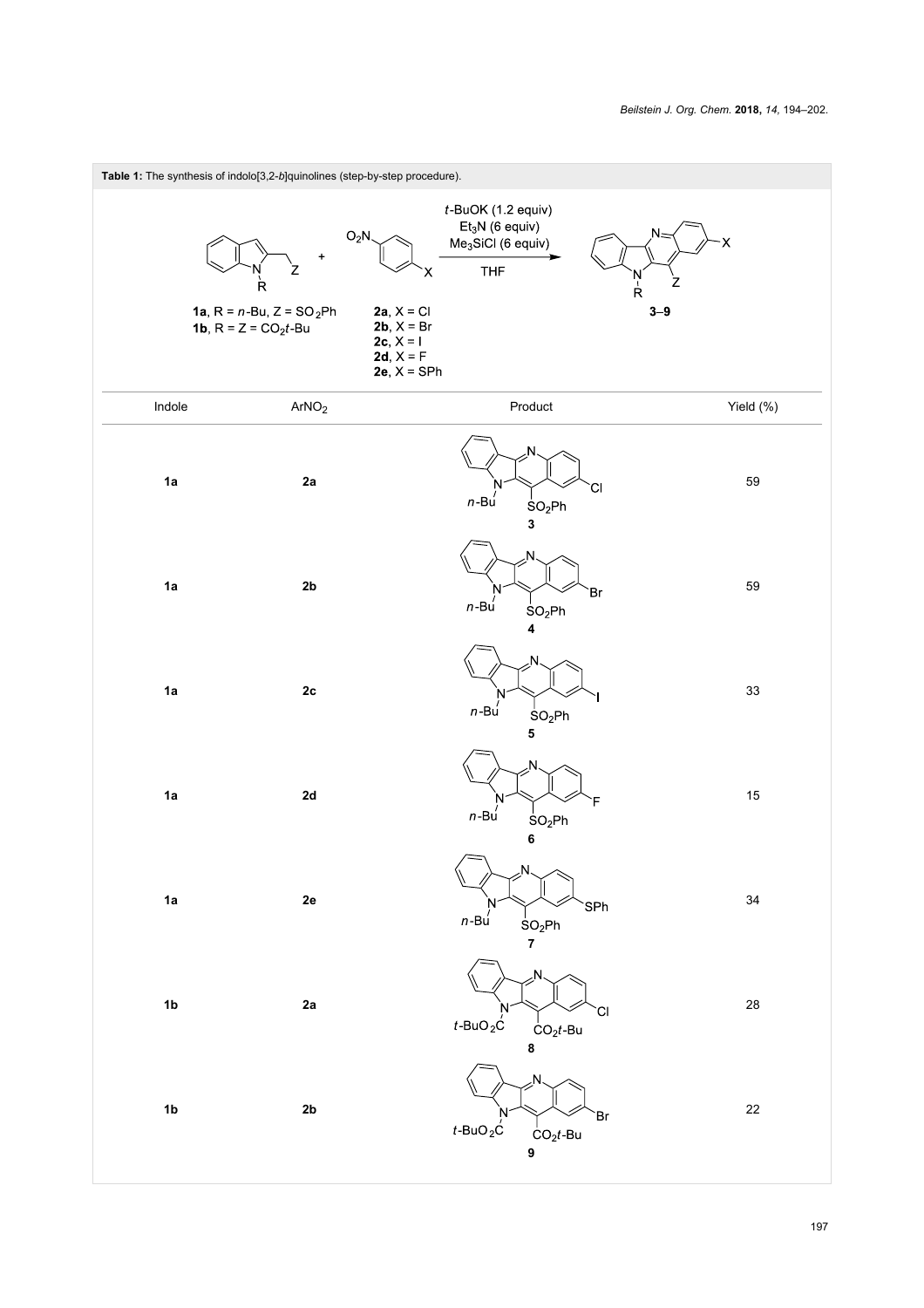**Table 1:** The synthesis of indolo[3,2-*b*]quinolines (step-by-step procedure).

Reaction conditions: *t*-BuOK (1.2 equiv), $Et_3N$ (6 equiv), $Me_3SiCl$ (6 equiv), THF

**1a**, R = *n*-Bu, Z = $SO_2Ph$
**1b**, R = Z = $CO_2t$-Bu

**2a**, X = Cl
**2b**, X = Br
**2c**, X = I
**2d**, X = F
**2e**, X = SPh

Products: **3**–**9**

| Indole | $ArNO_2$ | Product | Yield (%) |
|---|---|---|---|
| **1a** | **2a** | **3** (R = *n*-Bu, Z = $SO_2Ph$, X = Cl) | 59 |
| **1a** | **2b** | **4** (R = *n*-Bu, Z = $SO_2Ph$, X = Br) | 59 |
| **1a** | **2c** | **5** (R = *n*-Bu, Z = $SO_2Ph$, X = I) | 33 |
| **1a** | **2d** | **6** (R = *n*-Bu, Z = $SO_2Ph$, X = F) | 15 |
| **1a** | **2e** | **7** (R = *n*-Bu, Z = $SO_2Ph$, X = SPh) | 34 |
| **1b** | **2a** | **8** (R = *t*-$BuO_2C$, Z = $CO_2t$-Bu, X = Cl) | 28 |
| **1b** | **2b** | **9** (R = *t*-$BuO_2C$, Z = $CO_2t$-Bu, X = Br) | 22 |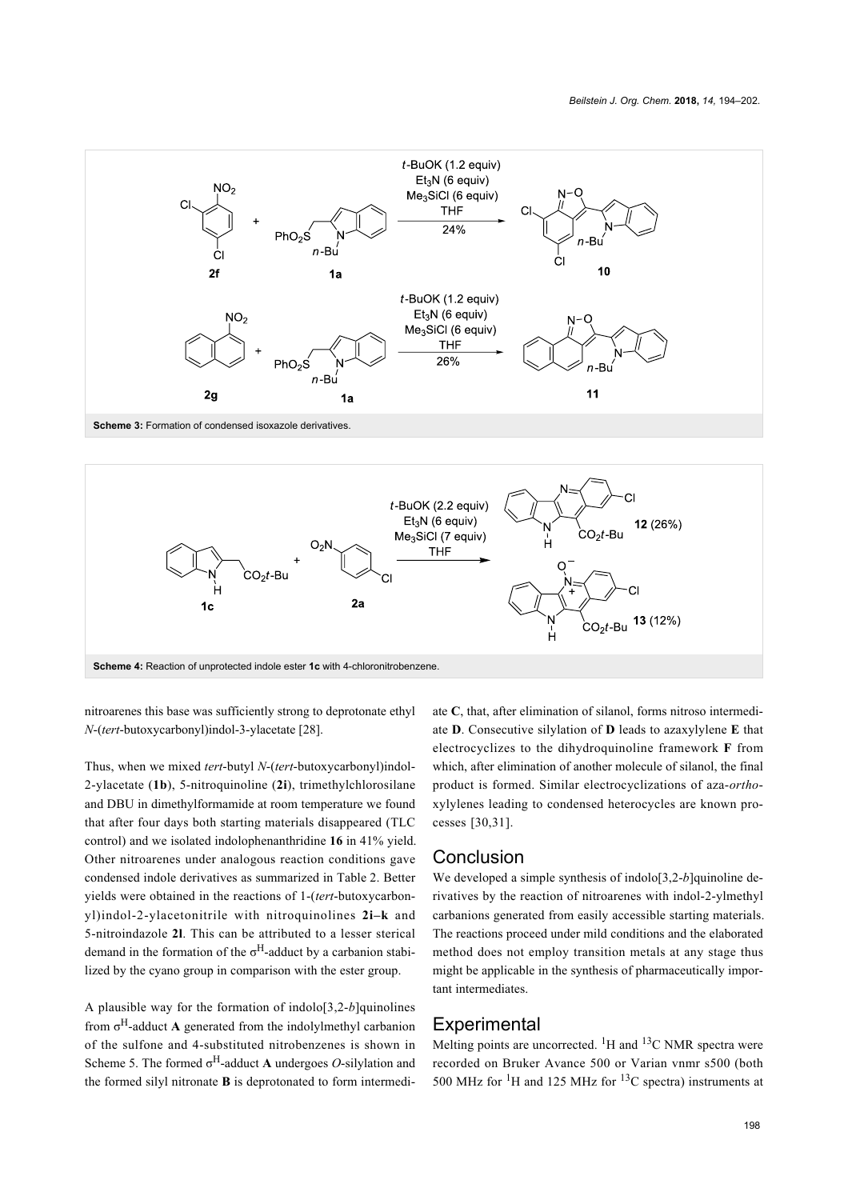Scheme 3: Formation of condensed isoxazole derivatives.

Scheme 4: Reaction of unprotected indole ester **1c** with 4-chloronitrobenzene.

nitroarenes this base was sufficiently strong to deprotonate ethyl *N*-(*tert*-butoxycarbonyl)indol-3-ylacetate [28].

Thus, when we mixed *tert*-butyl *N*-(*tert*-butoxycarbonyl)indol-2-ylacetate (**1b**), 5-nitroquinoline (**2i**), trimethylchlorosilane and DBU in dimethylformamide at room temperature we found that after four days both starting materials disappeared (TLC control) and we isolated indolophenanthridine **16** in 41% yield. Other nitroarenes under analogous reaction conditions gave condensed indole derivatives as summarized in Table 2. Better yields were obtained in the reactions of 1-(*tert*-butoxycarbonyl)indol-2-ylacetonitrile with nitroquinolines **2i–k** and 5-nitroindazole **2l**. This can be attributed to a lesser sterical demand in the formation of the $\sigma^H$-adduct by a carbanion stabilized by the cyano group in comparison with the ester group.

A plausible way for the formation of indolo[3,2-*b*]quinolines from $\sigma^H$-adduct **A** generated from the indolylmethyl carbanion of the sulfone and 4-substituted nitrobenzenes is shown in Scheme 5. The formed $\sigma^H$-adduct **A** undergoes *O*-silylation and the formed silyl nitronate **B** is deprotonated to form intermediate **C**, that, after elimination of silanol, forms nitroso intermediate **D**. Consecutive silylation of **D** leads to azaxylylene **E** that electrocyclizes to the dihydroquinoline framework **F** from which, after elimination of another molecule of silanol, the final product is formed. Similar electrocyclizations of aza-*ortho*-xylylenes leading to condensed heterocycles are known processes [30,31].

## Conclusion

We developed a simple synthesis of indolo[3,2-*b*]quinoline derivatives by the reaction of nitroarenes with indol-2-ylmethyl carbanions generated from easily accessible starting materials. The reactions proceed under mild conditions and the elaborated method does not employ transition metals at any stage thus might be applicable in the synthesis of pharmaceutically important intermediates.

## Experimental

Melting points are uncorrected. $^1$H and $^{13}$C NMR spectra were recorded on Bruker Avance 500 or Varian vnmr s500 (both 500 MHz for $^1$H and 125 MHz for $^{13}$C spectra) instruments at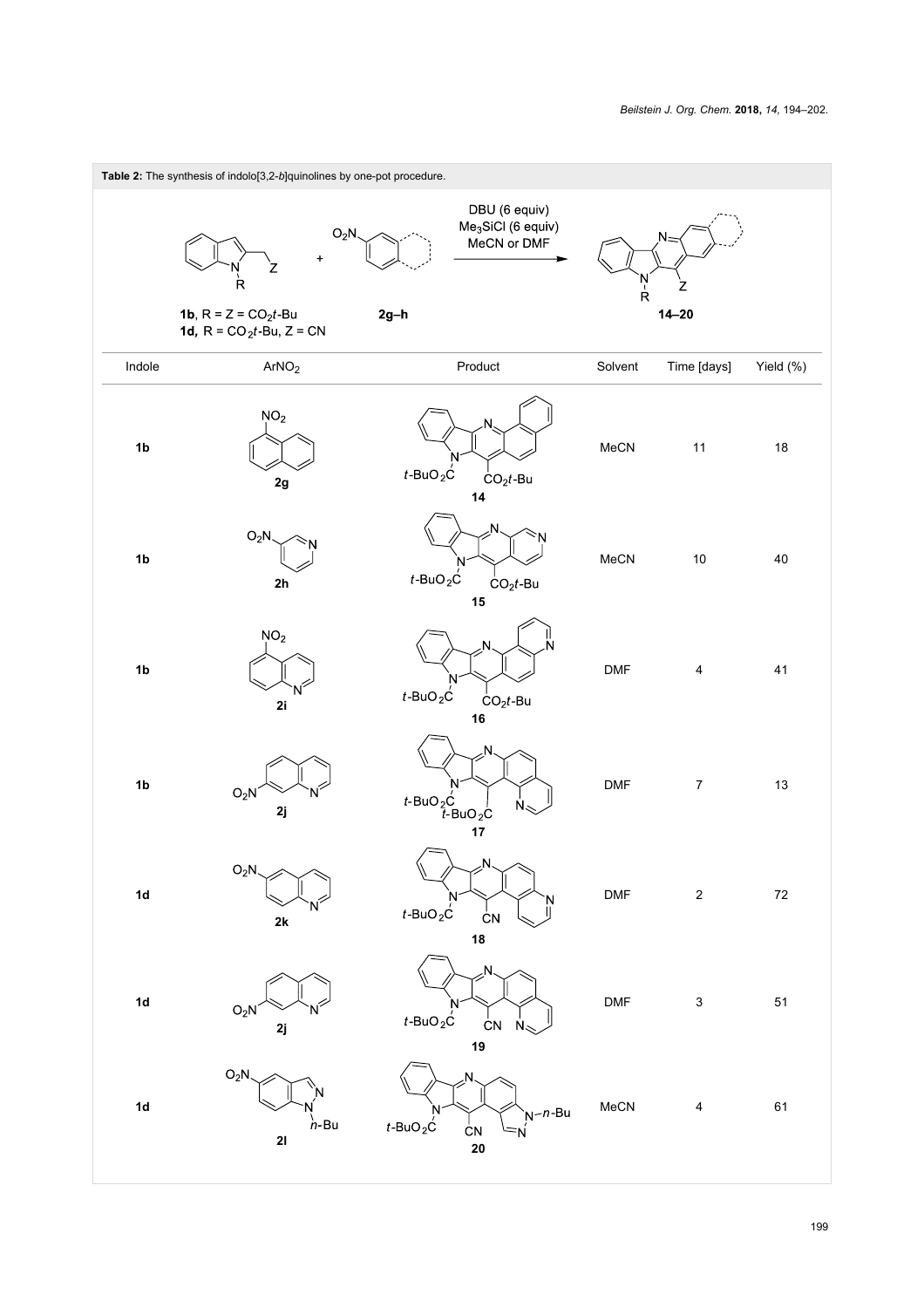**Table 2:** The synthesis of indolo[3,2-*b*]quinolines by one-pot procedure.

Reaction scheme: **1b**, R = Z = $CO_2t$-Bu; **1d**, R = $CO_2t$-Bu, Z = CN + **2g–h** → (DBU (6 equiv), $Me_3SiCl$ (6 equiv), MeCN or DMF) → **14–20**

| Indole | $ArNO_2$ | Product | Solvent | Time [days] | Yield (%) |
|---|---|---|---|---|---|
| **1b** | **2g** | **14** | MeCN | 11 | 18 |
| **1b** | **2h** | **15** | MeCN | 10 | 40 |
| **1b** | **2i** | **16** | DMF | 4 | 41 |
| **1b** | **2j** | **17** | DMF | 7 | 13 |
| **1d** | **2k** | **18** | DMF | 2 | 72 |
| **1d** | **2j** | **19** | DMF | 3 | 51 |
| **1d** | **2l** | **20** | MeCN | 4 | 61 |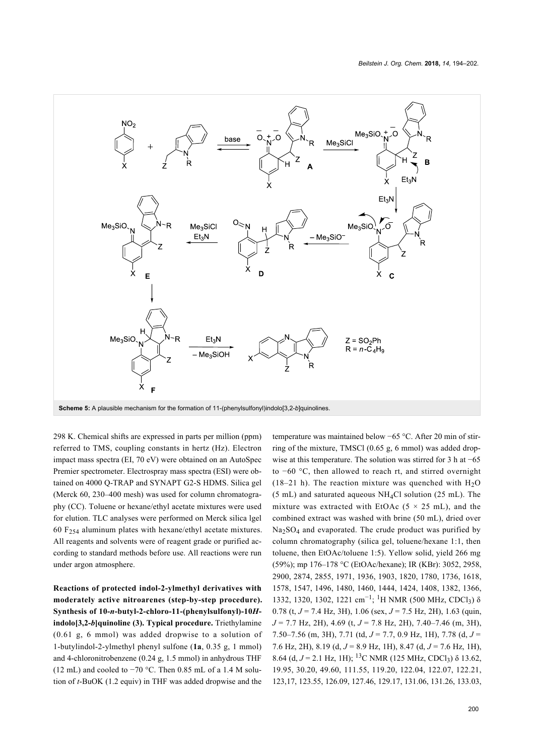**Scheme 5:** A plausible mechanism for the formation of 11-(phenylsulfonyl)indolo[3,2-*b*]quinolines.

298 K. Chemical shifts are expressed in parts per million (ppm) referred to TMS, coupling constants in hertz (Hz). Electron impact mass spectra (EI, 70 eV) were obtained on an AutoSpec Premier spectrometer. Electrospray mass spectra (ESI) were obtained on 4000 Q-TRAP and SYNAPT G2-S HDMS. Silica gel (Merck 60, 230–400 mesh) was used for column chromatography (CC). Toluene or hexane/ethyl acetate mixtures were used for elution. TLC analyses were performed on Merck silica lgel 60 $F_{254}$ aluminum plates with hexane/ethyl acetate mixtures. All reagents and solvents were of reagent grade or purified according to standard methods before use. All reactions were run under argon atmosphere.

**Reactions of protected indol-2-ylmethyl derivatives with moderately active nitroarenes (step-by-step procedure). Synthesis of 10-*n*-butyl-2-chloro-11-(phenylsulfonyl)-10*H*-indolo[3,2-*b*]quinoline (3). Typical procedure.** Triethylamine (0.61 g, 6 mmol) was added dropwise to a solution of 1-butylindol-2-ylmethyl phenyl sulfone (**1a**, 0.35 g, 1 mmol) and 4-chloronitrobenzene (0.24 g, 1.5 mmol) in anhydrous THF (12 mL) and cooled to −70 °C. Then 0.85 mL of a 1.4 M solution of *t*-BuOK (1.2 equiv) in THF was added dropwise and the temperature was maintained below −65 °C. After 20 min of stirring of the mixture, TMSCl (0.65 g, 6 mmol) was added dropwise at this temperature. The solution was stirred for 3 h at −65 to −60 °C, then allowed to reach rt, and stirred overnight (18–21 h). The reaction mixture was quenched with $H_2O$ (5 mL) and saturated aqueous $NH_4Cl$ solution (25 mL). The mixture was extracted with EtOAc (5 × 25 mL), and the combined extract was washed with brine (50 mL), dried over $Na_2SO_4$ and evaporated. The crude product was purified by column chromatography (silica gel, toluene/hexane 1:1, then toluene, then EtOAc/toluene 1:5). Yellow solid, yield 266 mg (59%); mp 176–178 °C (EtOAc/hexane); IR (KBr): 3052, 2958, 2900, 2874, 2855, 1971, 1936, 1903, 1820, 1780, 1736, 1618, 1578, 1547, 1496, 1480, 1460, 1444, 1424, 1408, 1382, 1366, 1332, 1320, 1302, 1221 $cm^{-1}$; $^1H$ NMR (500 MHz, $CDCl_3$) δ 0.78 (t, *J* = 7.4 Hz, 3H), 1.06 (sex, *J* = 7.5 Hz, 2H), 1.63 (quin, *J* = 7.7 Hz, 2H), 4.69 (t, *J* = 7.8 Hz, 2H), 7.40–7.46 (m, 3H), 7.50–7.56 (m, 3H), 7.71 (td, *J* = 7.7, 0.9 Hz, 1H), 7.78 (d, *J* = 7.6 Hz, 2H), 8.19 (d, *J* = 8.9 Hz, 1H), 8.47 (d, *J* = 7.6 Hz, 1H), 8.64 (d, *J* = 2.1 Hz, 1H); $^{13}C$ NMR (125 MHz, $CDCl_3$) δ 13.62, 19.95, 30.20, 49.60, 111.55, 119.20, 122.04, 122.07, 122.21, 123,17, 123.55, 126.09, 127.46, 129.17, 131.06, 131.26, 133.03,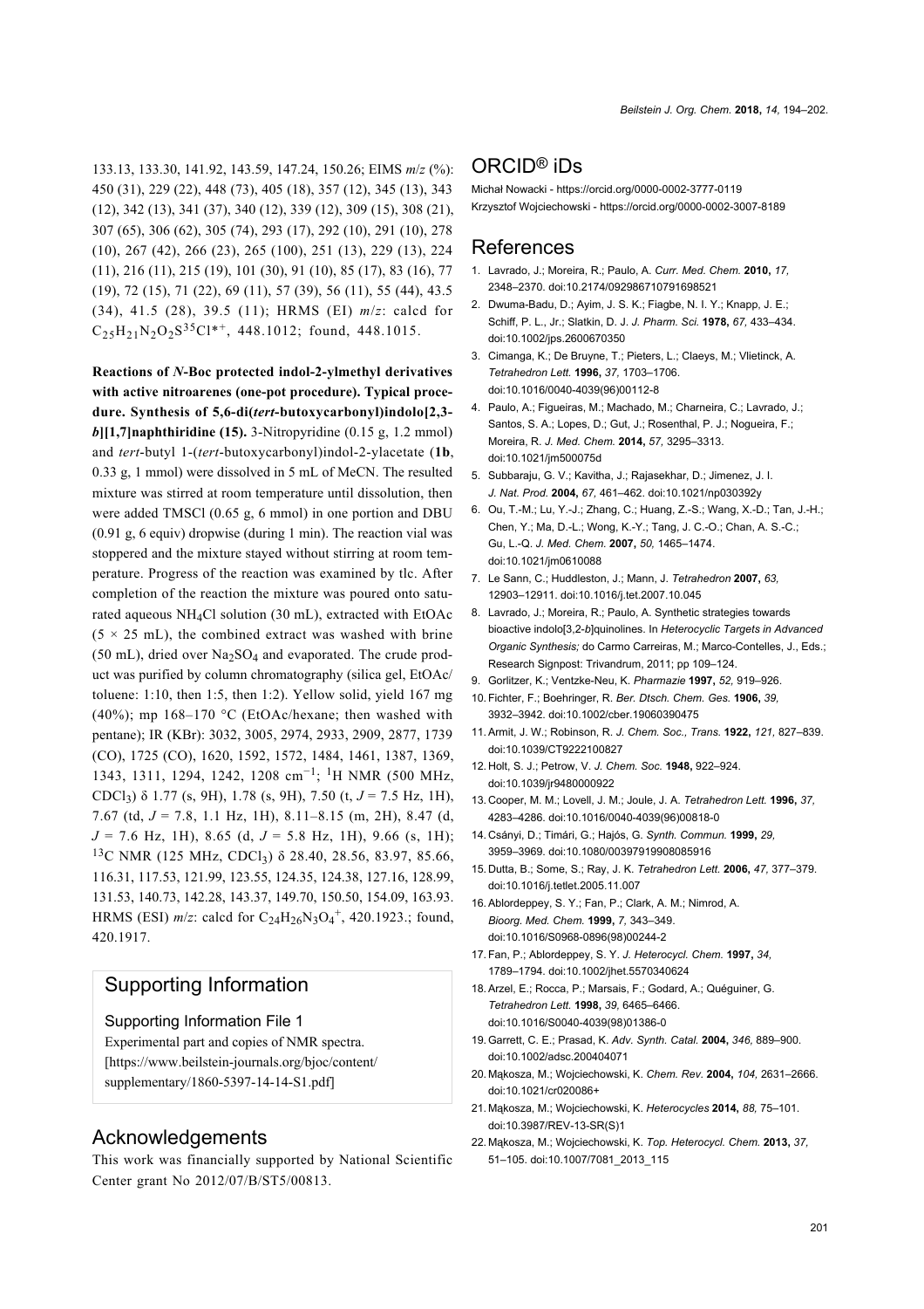133.13, 133.30, 141.92, 143.59, 147.24, 150.26; EIMS *m/z* (%): 450 (31), 229 (22), 448 (73), 405 (18), 357 (12), 345 (13), 343 (12), 342 (13), 341 (37), 340 (12), 339 (12), 309 (15), 308 (21), 307 (65), 306 (62), 305 (74), 293 (17), 292 (10), 291 (10), 278 (10), 267 (42), 266 (23), 265 (100), 251 (13), 229 (13), 224 (11), 216 (11), 215 (19), 101 (30), 91 (10), 85 (17), 83 (16), 77 (19), 72 (15), 71 (22), 69 (11), 57 (39), 56 (11), 55 (44), 43.5 (34), 41.5 (28), 39.5 (11); HRMS (EI) *m/z*: calcd for $C_{25}H_{21}N_2O_2S^{35}Cl^{*+}$, 448.1012; found, 448.1015.

**Reactions of *N*-Boc protected indol-2-ylmethyl derivatives with active nitroarenes (one-pot procedure). Typical procedure. Synthesis of 5,6-di(*tert*-butoxycarbonyl)indolo[2,3-*b*][1,7]naphthiridine (15).** 3-Nitropyridine (0.15 g, 1.2 mmol) and *tert*-butyl 1-(*tert*-butoxycarbonyl)indol-2-ylacetate (**1b**, 0.33 g, 1 mmol) were dissolved in 5 mL of MeCN. The resulted mixture was stirred at room temperature until dissolution, then were added TMSCl (0.65 g, 6 mmol) in one portion and DBU (0.91 g, 6 equiv) dropwise (during 1 min). The reaction vial was stoppered and the mixture stayed without stirring at room temperature. Progress of the reaction was examined by tlc. After completion of the reaction the mixture was poured onto saturated aqueous $NH_4Cl$ solution (30 mL), extracted with EtOAc ($5 \times 25$ mL), the combined extract was washed with brine (50 mL), dried over $Na_2SO_4$ and evaporated. The crude product was purified by column chromatography (silica gel, EtOAc/toluene: 1:10, then 1:5, then 1:2). Yellow solid, yield 167 mg (40%); mp 168–170 °C (EtOAc/hexane; then washed with pentane); IR (KBr): 3032, 3005, 2974, 2933, 2909, 2877, 1739 (CO), 1725 (CO), 1620, 1592, 1572, 1484, 1461, 1387, 1369, 1343, 1311, 1294, 1242, 1208 $cm^{-1}$; $^1H$ NMR (500 MHz, $CDCl_3$) δ 1.77 (s, 9H), 1.78 (s, 9H), 7.50 (t, *J* = 7.5 Hz, 1H), 7.67 (td, *J* = 7.8, 1.1 Hz, 1H), 8.11–8.15 (m, 2H), 8.47 (d, *J* = 7.6 Hz, 1H), 8.65 (d, *J* = 5.8 Hz, 1H), 9.66 (s, 1H); $^{13}C$ NMR (125 MHz, $CDCl_3$) δ 28.40, 28.56, 83.97, 85.66, 116.31, 117.53, 121.99, 123.55, 124.35, 124.38, 127.16, 128.99, 131.53, 140.73, 142.28, 143.37, 149.70, 150.50, 154.09, 163.93. HRMS (ESI) *m/z*: calcd for $C_{24}H_{26}N_3O_4^+$, 420.1923.; found, 420.1917.

## Supporting Information

### Supporting Information File 1

Experimental part and copies of NMR spectra.
[https://www.beilstein-journals.org/bjoc/content/supplementary/1860-5397-14-14-S1.pdf]

## Acknowledgements

This work was financially supported by National Scientific Center grant No 2012/07/B/ST5/00813.

## ORCID® iDs

Michał Nowacki - https://orcid.org/0000-0002-3777-0119
Krzysztof Wojciechowski - https://orcid.org/0000-0002-3007-8189

## References

1. Lavrado, J.; Moreira, R.; Paulo, A. *Curr. Med. Chem.* **2010,** *17,* 2348–2370. doi:10.2174/092986710791698521
2. Dwuma-Badu, D.; Ayim, J. S. K.; Fiagbe, N. I. Y.; Knapp, J. E.; Schiff, P. L., Jr.; Slatkin, D. J. *J. Pharm. Sci.* **1978,** *67,* 433–434. doi:10.1002/jps.2600670350
3. Cimanga, K.; De Bruyne, T.; Pieters, L.; Claeys, M.; Vlietinck, A. *Tetrahedron Lett.* **1996,** *37,* 1703–1706. doi:10.1016/0040-4039(96)00112-8
4. Paulo, A.; Figueiras, M.; Machado, M.; Charneira, C.; Lavrado, J.; Santos, S. A.; Lopes, D.; Gut, J.; Rosenthal, P. J.; Nogueira, F.; Moreira, R. *J. Med. Chem.* **2014,** *57,* 3295–3313. doi:10.1021/jm500075d
5. Subbaraju, G. V.; Kavitha, J.; Rajasekhar, D.; Jimenez, J. I. *J. Nat. Prod.* **2004,** *67,* 461–462. doi:10.1021/np030392y
6. Ou, T.-M.; Lu, Y.-J.; Zhang, C.; Huang, Z.-S.; Wang, X.-D.; Tan, J.-H.; Chen, Y.; Ma, D.-L.; Wong, K.-Y.; Tang, J. C.-O.; Chan, A. S.-C.; Gu, L.-Q. *J. Med. Chem.* **2007,** *50,* 1465–1474. doi:10.1021/jm0610088
7. Le Sann, C.; Huddleston, J.; Mann, J. *Tetrahedron* **2007,** *63,* 12903–12911. doi:10.1016/j.tet.2007.10.045
8. Lavrado, J.; Moreira, R.; Paulo, A. Synthetic strategies towards bioactive indolo[3,2-*b*]quinolines. In *Heterocyclic Targets in Advanced Organic Synthesis;* do Carmo Carreiras, M.; Marco-Contelles, J., Eds.; Research Signpost: Trivandrum, 2011; pp 109–124.
9. Gorlitzer, K.; Ventzke-Neu, K. *Pharmazie* **1997,** *52,* 919–926.
10. Fichter, F.; Boehringer, R. *Ber. Dtsch. Chem. Ges.* **1906,** *39,* 3932–3942. doi:10.1002/cber.19060390475
11. Armit, J. W.; Robinson, R. *J. Chem. Soc., Trans.* **1922,** *121,* 827–839. doi:10.1039/CT9222100827
12. Holt, S. J.; Petrow, V. *J. Chem. Soc.* **1948,** 922–924. doi:10.1039/jr9480000922
13. Cooper, M. M.; Lovell, J. M.; Joule, J. A. *Tetrahedron Lett.* **1996,** *37,* 4283–4286. doi:10.1016/0040-4039(96)00818-0
14. Csányi, D.; Timári, G.; Hajós, G. *Synth. Commun.* **1999,** *29,* 3959–3969. doi:10.1080/00397919908085916
15. Dutta, B.; Some, S.; Ray, J. K. *Tetrahedron Lett.* **2006,** *47,* 377–379. doi:10.1016/j.tetlet.2005.11.007
16. Ablordeppey, S. Y.; Fan, P.; Clark, A. M.; Nimrod, A. *Bioorg. Med. Chem.* **1999,** *7,* 343–349. doi:10.1016/S0968-0896(98)00244-2
17. Fan, P.; Ablordeppey, S. Y. *J. Heterocycl. Chem.* **1997,** *34,* 1789–1794. doi:10.1002/jhet.5570340624
18. Arzel, E.; Rocca, P.; Marsais, F.; Godard, A.; Quéguiner, G. *Tetrahedron Lett.* **1998,** *39,* 6465–6466. doi:10.1016/S0040-4039(98)01386-0
19. Garrett, C. E.; Prasad, K. *Adv. Synth. Catal.* **2004,** *346,* 889–900. doi:10.1002/adsc.200404071
20. Mąkosza, M.; Wojciechowski, K. *Chem. Rev.* **2004,** *104,* 2631–2666. doi:10.1021/cr020086+
21. Mąkosza, M.; Wojciechowski, K. *Heterocycles* **2014,** *88,* 75–101. doi:10.3987/REV-13-SR(S)1
22. Mąkosza, M.; Wojciechowski, K. *Top. Heterocycl. Chem.* **2013,** *37,* 51–105. doi:10.1007/7081_2013_115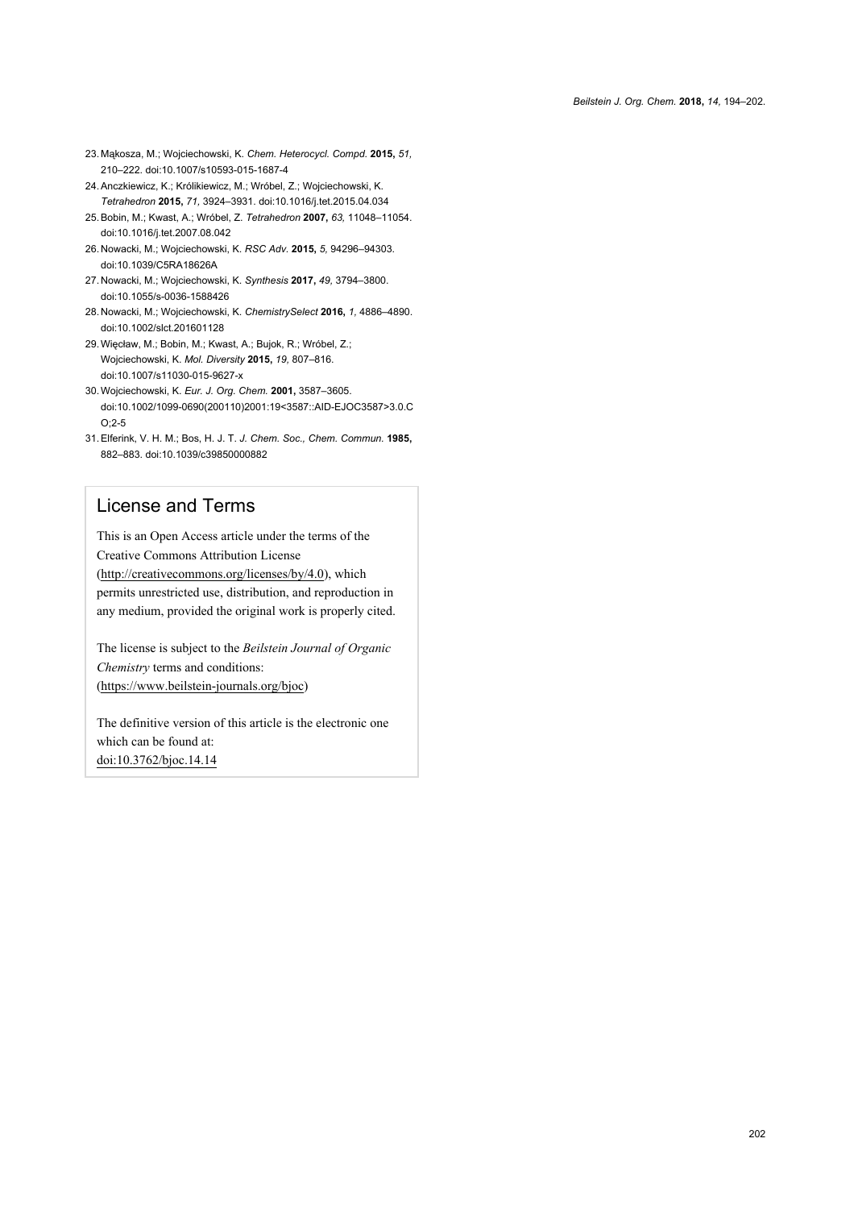23. Mąkosza, M.; Wojciechowski, K. *Chem. Heterocycl. Compd.* **2015,** *51,* 210–222. doi:10.1007/s10593-015-1687-4
24. Anczkiewicz, K.; Królikiewicz, M.; Wróbel, Z.; Wojciechowski, K. *Tetrahedron* **2015,** *71,* 3924–3931. doi:10.1016/j.tet.2015.04.034
25. Bobin, M.; Kwast, A.; Wróbel, Z. *Tetrahedron* **2007,** *63,* 11048–11054. doi:10.1016/j.tet.2007.08.042
26. Nowacki, M.; Wojciechowski, K. *RSC Adv.* **2015,** *5,* 94296–94303. doi:10.1039/C5RA18626A
27. Nowacki, M.; Wojciechowski, K. *Synthesis* **2017,** *49,* 3794–3800. doi:10.1055/s-0036-1588426
28. Nowacki, M.; Wojciechowski, K. *ChemistrySelect* **2016,** *1,* 4886–4890. doi:10.1002/slct.201601128
29. Więcław, M.; Bobin, M.; Kwast, A.; Bujok, R.; Wróbel, Z.; Wojciechowski, K. *Mol. Diversity* **2015,** *19,* 807–816. doi:10.1007/s11030-015-9627-x
30. Wojciechowski, K. *Eur. J. Org. Chem.* **2001,** 3587–3605. doi:10.1002/1099-0690(200110)2001:19<3587::AID-EJOC3587>3.0.CO;2-5
31. Elferink, V. H. M.; Bos, H. J. T. *J. Chem. Soc., Chem. Commun.* **1985,** 882–883. doi:10.1039/c39850000882

## License and Terms

This is an Open Access article under the terms of the Creative Commons Attribution License (http://creativecommons.org/licenses/by/4.0), which permits unrestricted use, distribution, and reproduction in any medium, provided the original work is properly cited.

The license is subject to the *Beilstein Journal of Organic Chemistry* terms and conditions: (https://www.beilstein-journals.org/bjoc)

The definitive version of this article is the electronic one which can be found at:
doi:10.3762/bjoc.14.14